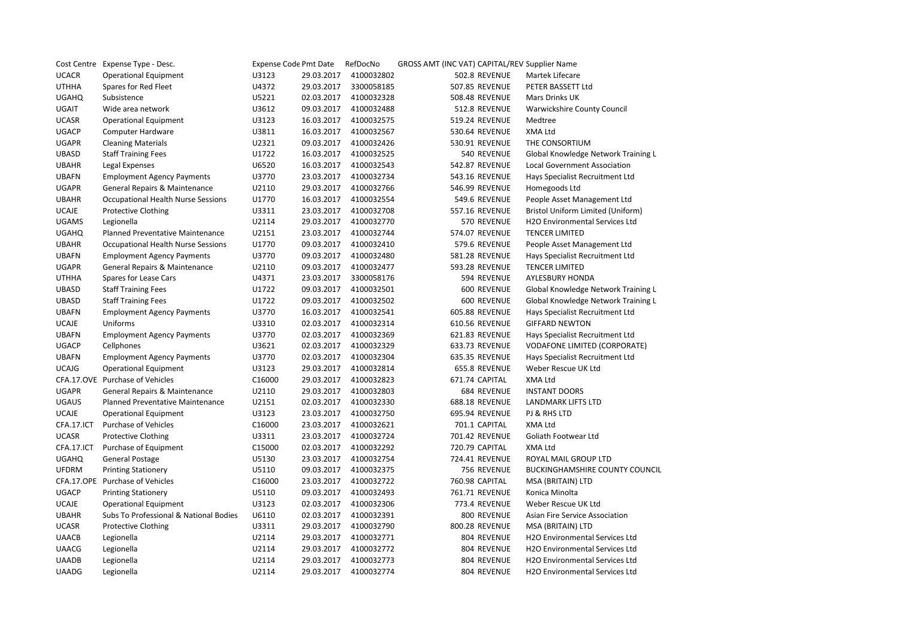| Cost Centre | Expense Type - Desc. | Expense Code | Pmt Date | RefDocNo | GROSS AMT (INC VAT) | CAPITAL/REV | Supplier Name |
|---|---|---|---|---|---|---|---|
| UCACR | Operational Equipment | U3123 | 29.03.2017 | 4100032802 | 502.8 | REVENUE | Martek Lifecare |
| UTHHA | Spares for Red Fleet | U4372 | 29.03.2017 | 3300058185 | 507.85 | REVENUE | PETER BASSETT Ltd |
| UGAHQ | Subsistence | U5221 | 02.03.2017 | 4100032328 | 508.48 | REVENUE | Mars Drinks UK |
| UGAIT | Wide area network | U3612 | 09.03.2017 | 4100032488 | 512.8 | REVENUE | Warwickshire County Council |
| UCASR | Operational Equipment | U3123 | 16.03.2017 | 4100032575 | 519.24 | REVENUE | Medtree |
| UGACP | Computer Hardware | U3811 | 16.03.2017 | 4100032567 | 530.64 | REVENUE | XMA Ltd |
| UGAPR | Cleaning Materials | U2321 | 09.03.2017 | 4100032426 | 530.91 | REVENUE | THE CONSORTIUM |
| UBASD | Staff Training Fees | U1722 | 16.03.2017 | 4100032525 | 540 | REVENUE | Global Knowledge Network Training L |
| UBAHR | Legal Expenses | U6520 | 16.03.2017 | 4100032543 | 542.87 | REVENUE | Local Government Association |
| UBAFN | Employment Agency Payments | U3770 | 23.03.2017 | 4100032734 | 543.16 | REVENUE | Hays Specialist Recruitment Ltd |
| UGAPR | General Repairs & Maintenance | U2110 | 29.03.2017 | 4100032766 | 546.99 | REVENUE | Homegoods Ltd |
| UBAHR | Occupational Health Nurse Sessions | U1770 | 16.03.2017 | 4100032554 | 549.6 | REVENUE | People Asset Management Ltd |
| UCAJE | Protective Clothing | U3311 | 23.03.2017 | 4100032708 | 557.16 | REVENUE | Bristol Uniform Limited (Uniform) |
| UGAMS | Legionella | U2114 | 29.03.2017 | 4100032770 | 570 | REVENUE | H2O Environmental Services Ltd |
| UGAHQ | Planned Preventative Maintenance | U2151 | 23.03.2017 | 4100032744 | 574.07 | REVENUE | TENCER LIMITED |
| UBAHR | Occupational Health Nurse Sessions | U1770 | 09.03.2017 | 4100032410 | 579.6 | REVENUE | People Asset Management Ltd |
| UBAFN | Employment Agency Payments | U3770 | 09.03.2017 | 4100032480 | 581.28 | REVENUE | Hays Specialist Recruitment Ltd |
| UGAPR | General Repairs & Maintenance | U2110 | 09.03.2017 | 4100032477 | 593.28 | REVENUE | TENCER LIMITED |
| UTHHA | Spares for Lease Cars | U4371 | 23.03.2017 | 3300058176 | 594 | REVENUE | AYLESBURY HONDA |
| UBASD | Staff Training Fees | U1722 | 09.03.2017 | 4100032501 | 600 | REVENUE | Global Knowledge Network Training L |
| UBASD | Staff Training Fees | U1722 | 09.03.2017 | 4100032502 | 600 | REVENUE | Global Knowledge Network Training L |
| UBAFN | Employment Agency Payments | U3770 | 16.03.2017 | 4100032541 | 605.88 | REVENUE | Hays Specialist Recruitment Ltd |
| UCAJE | Uniforms | U3310 | 02.03.2017 | 4100032314 | 610.56 | REVENUE | GIFFARD NEWTON |
| UBAFN | Employment Agency Payments | U3770 | 02.03.2017 | 4100032369 | 621.83 | REVENUE | Hays Specialist Recruitment Ltd |
| UGACP | Cellphones | U3621 | 02.03.2017 | 4100032329 | 633.73 | REVENUE | VODAFONE LIMITED (CORPORATE) |
| UBAFN | Employment Agency Payments | U3770 | 02.03.2017 | 4100032304 | 635.35 | REVENUE | Hays Specialist Recruitment Ltd |
| UCAJG | Operational Equipment | U3123 | 29.03.2017 | 4100032814 | 655.8 | REVENUE | Weber Rescue UK Ltd |
| CFA.17.OVE | Purchase of Vehicles | C16000 | 29.03.2017 | 4100032823 | 671.74 | CAPITAL | XMA Ltd |
| UGAPR | General Repairs & Maintenance | U2110 | 29.03.2017 | 4100032803 | 684 | REVENUE | INSTANT DOORS |
| UGAUS | Planned Preventative Maintenance | U2151 | 02.03.2017 | 4100032330 | 688.18 | REVENUE | LANDMARK LIFTS LTD |
| UCAJE | Operational Equipment | U3123 | 23.03.2017 | 4100032750 | 695.94 | REVENUE | PJ & RHS LTD |
| CFA.17.ICT | Purchase of Vehicles | C16000 | 23.03.2017 | 4100032621 | 701.1 | CAPITAL | XMA Ltd |
| UCASR | Protective Clothing | U3311 | 23.03.2017 | 4100032724 | 701.42 | REVENUE | Goliath Footwear Ltd |
| CFA.17.ICT | Purchase of Equipment | C15000 | 02.03.2017 | 4100032292 | 720.79 | CAPITAL | XMA Ltd |
| UGAHQ | General Postage | U5130 | 23.03.2017 | 4100032754 | 724.41 | REVENUE | ROYAL MAIL GROUP LTD |
| UFDRM | Printing Stationery | U5110 | 09.03.2017 | 4100032375 | 756 | REVENUE | BUCKINGHAMSHIRE COUNTY COUNCIL |
| CFA.17.OPE | Purchase of Vehicles | C16000 | 23.03.2017 | 4100032722 | 760.98 | CAPITAL | MSA (BRITAIN) LTD |
| UGACP | Printing Stationery | U5110 | 09.03.2017 | 4100032493 | 761.71 | REVENUE | Konica Minolta |
| UCAJE | Operational Equipment | U3123 | 02.03.2017 | 4100032306 | 773.4 | REVENUE | Weber Rescue UK Ltd |
| UBAHR | Subs To Professional & National Bodies | U6110 | 02.03.2017 | 4100032391 | 800 | REVENUE | Asian Fire Service Association |
| UCASR | Protective Clothing | U3311 | 29.03.2017 | 4100032790 | 800.28 | REVENUE | MSA (BRITAIN) LTD |
| UAACB | Legionella | U2114 | 29.03.2017 | 4100032771 | 804 | REVENUE | H2O Environmental Services Ltd |
| UAACG | Legionella | U2114 | 29.03.2017 | 4100032772 | 804 | REVENUE | H2O Environmental Services Ltd |
| UAADB | Legionella | U2114 | 29.03.2017 | 4100032773 | 804 | REVENUE | H2O Environmental Services Ltd |
| UAADG | Legionella | U2114 | 29.03.2017 | 4100032774 | 804 | REVENUE | H2O Environmental Services Ltd |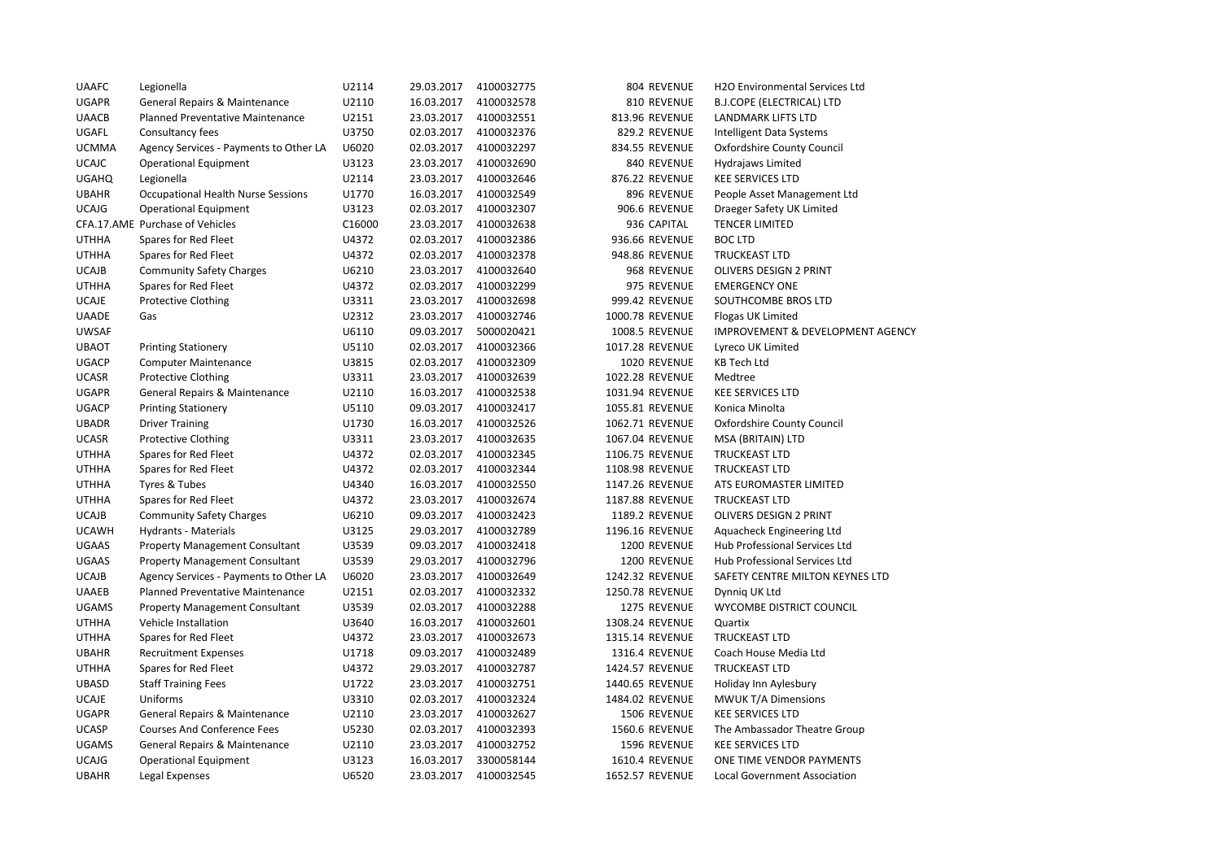| UAAFC | Legionella | U2114 | 29.03.2017 | 4100032775 | 804 | REVENUE | H2O Environmental Services Ltd |
|---|---|---|---|---|---|---|---|
| UGAPR | General Repairs & Maintenance | U2110 | 16.03.2017 | 4100032578 | 810 | REVENUE | B.J.COPE (ELECTRICAL) LTD |
| UAACB | Planned Preventative Maintenance | U2151 | 23.03.2017 | 4100032551 | 813.96 | REVENUE | LANDMARK LIFTS LTD |
| UGAFL | Consultancy fees | U3750 | 02.03.2017 | 4100032376 | 829.2 | REVENUE | Intelligent Data Systems |
| UCMMA | Agency Services - Payments to Other LA | U6020 | 02.03.2017 | 4100032297 | 834.55 | REVENUE | Oxfordshire County Council |
| UCAJC | Operational Equipment | U3123 | 23.03.2017 | 4100032690 | 840 | REVENUE | Hydrajaws Limited |
| UGAHQ | Legionella | U2114 | 23.03.2017 | 4100032646 | 876.22 | REVENUE | KEE SERVICES LTD |
| UBAHR | Occupational Health Nurse Sessions | U1770 | 16.03.2017 | 4100032549 | 896 | REVENUE | People Asset Management Ltd |
| UCAJG | Operational Equipment | U3123 | 02.03.2017 | 4100032307 | 906.6 | REVENUE | Draeger Safety UK Limited |
| CFA.17.AME | Purchase of Vehicles | C16000 | 23.03.2017 | 4100032638 | 936 | CAPITAL | TENCER LIMITED |
| UTHHA | Spares for Red Fleet | U4372 | 02.03.2017 | 4100032386 | 936.66 | REVENUE | BOC LTD |
| UTHHA | Spares for Red Fleet | U4372 | 02.03.2017 | 4100032378 | 948.86 | REVENUE | TRUCKEAST LTD |
| UCAJB | Community Safety Charges | U6210 | 23.03.2017 | 4100032640 | 968 | REVENUE | OLIVERS DESIGN 2 PRINT |
| UTHHA | Spares for Red Fleet | U4372 | 02.03.2017 | 4100032299 | 975 | REVENUE | EMERGENCY ONE |
| UCAJE | Protective Clothing | U3311 | 23.03.2017 | 4100032698 | 999.42 | REVENUE | SOUTHCOMBE BROS LTD |
| UAADE | Gas | U2312 | 23.03.2017 | 4100032746 | 1000.78 | REVENUE | Flogas UK Limited |
| UWSAF | | U6110 | 09.03.2017 | 5000020421 | 1008.5 | REVENUE | IMPROVEMENT & DEVELOPMENT AGENCY |
| UBAOT | Printing Stationery | U5110 | 02.03.2017 | 4100032366 | 1017.28 | REVENUE | Lyreco UK Limited |
| UGACP | Computer Maintenance | U3815 | 02.03.2017 | 4100032309 | 1020 | REVENUE | KB Tech Ltd |
| UCASR | Protective Clothing | U3311 | 23.03.2017 | 4100032639 | 1022.28 | REVENUE | Medtree |
| UGAPR | General Repairs & Maintenance | U2110 | 16.03.2017 | 4100032538 | 1031.94 | REVENUE | KEE SERVICES LTD |
| UGACP | Printing Stationery | U5110 | 09.03.2017 | 4100032417 | 1055.81 | REVENUE | Konica Minolta |
| UBADR | Driver Training | U1730 | 16.03.2017 | 4100032526 | 1062.71 | REVENUE | Oxfordshire County Council |
| UCASR | Protective Clothing | U3311 | 23.03.2017 | 4100032635 | 1067.04 | REVENUE | MSA (BRITAIN) LTD |
| UTHHA | Spares for Red Fleet | U4372 | 02.03.2017 | 4100032345 | 1106.75 | REVENUE | TRUCKEAST LTD |
| UTHHA | Spares for Red Fleet | U4372 | 02.03.2017 | 4100032344 | 1108.98 | REVENUE | TRUCKEAST LTD |
| UTHHA | Tyres & Tubes | U4340 | 16.03.2017 | 4100032550 | 1147.26 | REVENUE | ATS EUROMASTER LIMITED |
| UTHHA | Spares for Red Fleet | U4372 | 23.03.2017 | 4100032674 | 1187.88 | REVENUE | TRUCKEAST LTD |
| UCAJB | Community Safety Charges | U6210 | 09.03.2017 | 4100032423 | 1189.2 | REVENUE | OLIVERS DESIGN 2 PRINT |
| UCAWH | Hydrants - Materials | U3125 | 29.03.2017 | 4100032789 | 1196.16 | REVENUE | Aquacheck Engineering Ltd |
| UGAAS | Property Management Consultant | U3539 | 09.03.2017 | 4100032418 | 1200 | REVENUE | Hub Professional Services Ltd |
| UGAAS | Property Management Consultant | U3539 | 29.03.2017 | 4100032796 | 1200 | REVENUE | Hub Professional Services Ltd |
| UCAJB | Agency Services - Payments to Other LA | U6020 | 23.03.2017 | 4100032649 | 1242.32 | REVENUE | SAFETY CENTRE MILTON KEYNES LTD |
| UAAEB | Planned Preventative Maintenance | U2151 | 02.03.2017 | 4100032332 | 1250.78 | REVENUE | Dynniq UK Ltd |
| UGAMS | Property Management Consultant | U3539 | 02.03.2017 | 4100032288 | 1275 | REVENUE | WYCOMBE DISTRICT COUNCIL |
| UTHHA | Vehicle Installation | U3640 | 16.03.2017 | 4100032601 | 1308.24 | REVENUE | Quartix |
| UTHHA | Spares for Red Fleet | U4372 | 23.03.2017 | 4100032673 | 1315.14 | REVENUE | TRUCKEAST LTD |
| UBAHR | Recruitment Expenses | U1718 | 09.03.2017 | 4100032489 | 1316.4 | REVENUE | Coach House Media Ltd |
| UTHHA | Spares for Red Fleet | U4372 | 29.03.2017 | 4100032787 | 1424.57 | REVENUE | TRUCKEAST LTD |
| UBASD | Staff Training Fees | U1722 | 23.03.2017 | 4100032751 | 1440.65 | REVENUE | Holiday Inn Aylesbury |
| UCAJE | Uniforms | U3310 | 02.03.2017 | 4100032324 | 1484.02 | REVENUE | MWUK T/A Dimensions |
| UGAPR | General Repairs & Maintenance | U2110 | 23.03.2017 | 4100032627 | 1506 | REVENUE | KEE SERVICES LTD |
| UCASP | Courses And Conference Fees | U5230 | 02.03.2017 | 4100032393 | 1560.6 | REVENUE | The Ambassador Theatre Group |
| UGAMS | General Repairs & Maintenance | U2110 | 23.03.2017 | 4100032752 | 1596 | REVENUE | KEE SERVICES LTD |
| UCAJG | Operational Equipment | U3123 | 16.03.2017 | 3300058144 | 1610.4 | REVENUE | ONE TIME VENDOR PAYMENTS |
| UBAHR | Legal Expenses | U6520 | 23.03.2017 | 4100032545 | 1652.57 | REVENUE | Local Government Association |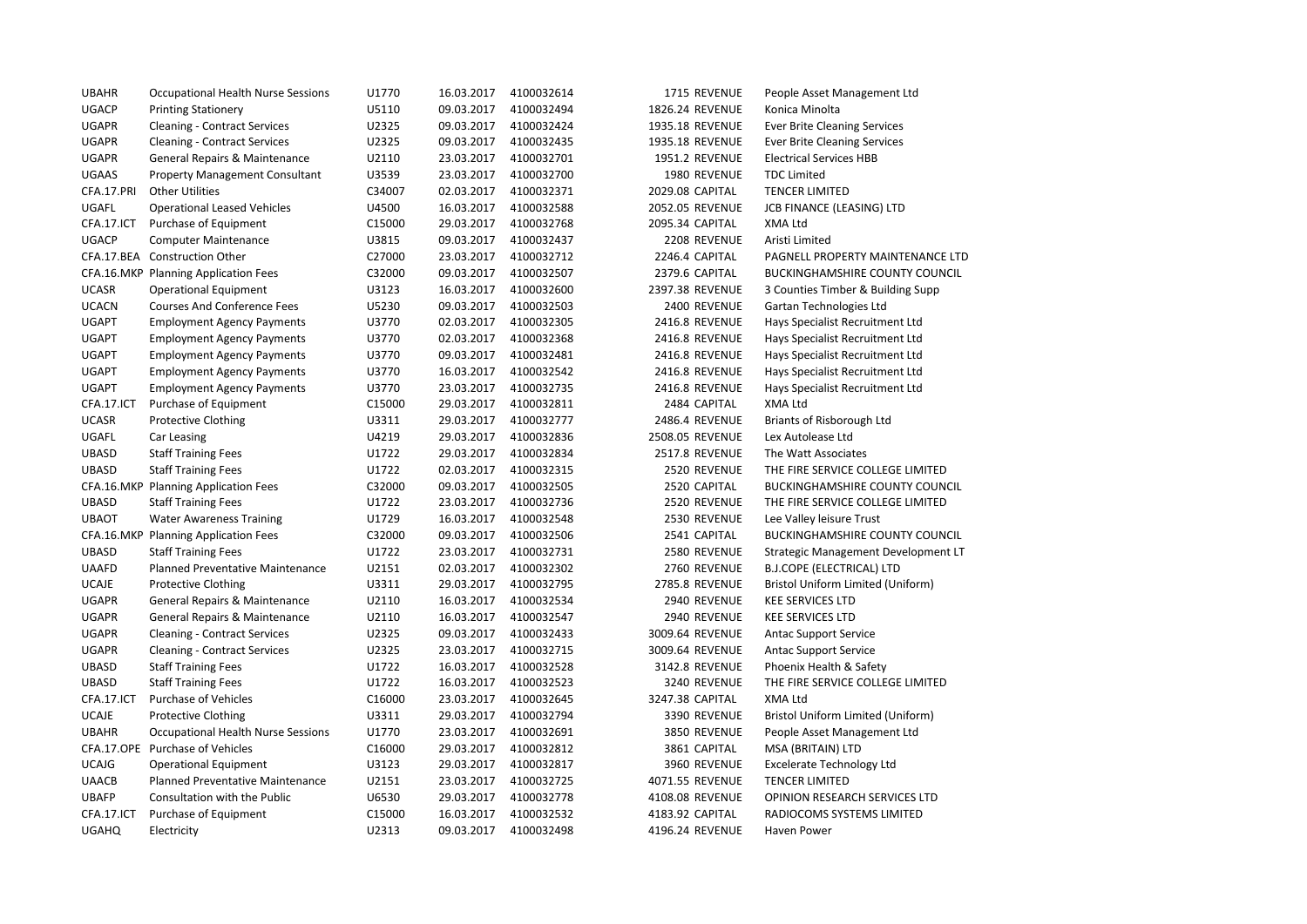| UBAHR | Occupational Health Nurse Sessions | U1770 | 16.03.2017 | 4100032614 | 1715 | REVENUE | People Asset Management Ltd |
|---|---|---|---|---|---|---|---|
| UGACP | Printing Stationery | U5110 | 09.03.2017 | 4100032494 | 1826.24 | REVENUE | Konica Minolta |
| UGAPR | Cleaning - Contract Services | U2325 | 09.03.2017 | 4100032424 | 1935.18 | REVENUE | Ever Brite Cleaning Services |
| UGAPR | Cleaning - Contract Services | U2325 | 09.03.2017 | 4100032435 | 1935.18 | REVENUE | Ever Brite Cleaning Services |
| UGAPR | General Repairs & Maintenance | U2110 | 23.03.2017 | 4100032701 | 1951.2 | REVENUE | Electrical Services HBB |
| UGAAS | Property Management Consultant | U3539 | 23.03.2017 | 4100032700 | 1980 | REVENUE | TDC Limited |
| CFA.17.PRI | Other Utilities | C34007 | 02.03.2017 | 4100032371 | 2029.08 | CAPITAL | TENCER LIMITED |
| UGAFL | Operational Leased Vehicles | U4500 | 16.03.2017 | 4100032588 | 2052.05 | REVENUE | JCB FINANCE (LEASING) LTD |
| CFA.17.ICT | Purchase of Equipment | C15000 | 29.03.2017 | 4100032768 | 2095.34 | CAPITAL | XMA Ltd |
| UGACP | Computer Maintenance | U3815 | 09.03.2017 | 4100032437 | 2208 | REVENUE | Aristi Limited |
| CFA.17.BEA | Construction Other | C27000 | 23.03.2017 | 4100032712 | 2246.4 | CAPITAL | PAGNELL PROPERTY MAINTENANCE LTD |
| CFA.16.MKP | Planning Application Fees | C32000 | 09.03.2017 | 4100032507 | 2379.6 | CAPITAL | BUCKINGHAMSHIRE COUNTY COUNCIL |
| UCASR | Operational Equipment | U3123 | 16.03.2017 | 4100032600 | 2397.38 | REVENUE | 3 Counties Timber & Building Supp |
| UCACN | Courses And Conference Fees | U5230 | 09.03.2017 | 4100032503 | 2400 | REVENUE | Gartan Technologies Ltd |
| UGAPT | Employment Agency Payments | U3770 | 02.03.2017 | 4100032305 | 2416.8 | REVENUE | Hays Specialist Recruitment Ltd |
| UGAPT | Employment Agency Payments | U3770 | 02.03.2017 | 4100032368 | 2416.8 | REVENUE | Hays Specialist Recruitment Ltd |
| UGAPT | Employment Agency Payments | U3770 | 09.03.2017 | 4100032481 | 2416.8 | REVENUE | Hays Specialist Recruitment Ltd |
| UGAPT | Employment Agency Payments | U3770 | 16.03.2017 | 4100032542 | 2416.8 | REVENUE | Hays Specialist Recruitment Ltd |
| UGAPT | Employment Agency Payments | U3770 | 23.03.2017 | 4100032735 | 2416.8 | REVENUE | Hays Specialist Recruitment Ltd |
| CFA.17.ICT | Purchase of Equipment | C15000 | 29.03.2017 | 4100032811 | 2484 | CAPITAL | XMA Ltd |
| UCASR | Protective Clothing | U3311 | 29.03.2017 | 4100032777 | 2486.4 | REVENUE | Briants of Risborough Ltd |
| UGAFL | Car Leasing | U4219 | 29.03.2017 | 4100032836 | 2508.05 | REVENUE | Lex Autolease Ltd |
| UBASD | Staff Training Fees | U1722 | 29.03.2017 | 4100032834 | 2517.8 | REVENUE | The Watt Associates |
| UBASD | Staff Training Fees | U1722 | 02.03.2017 | 4100032315 | 2520 | REVENUE | THE FIRE SERVICE COLLEGE LIMITED |
| CFA.16.MKP | Planning Application Fees | C32000 | 09.03.2017 | 4100032505 | 2520 | CAPITAL | BUCKINGHAMSHIRE COUNTY COUNCIL |
| UBASD | Staff Training Fees | U1722 | 23.03.2017 | 4100032736 | 2520 | REVENUE | THE FIRE SERVICE COLLEGE LIMITED |
| UBAOT | Water Awareness Training | U1729 | 16.03.2017 | 4100032548 | 2530 | REVENUE | Lee Valley leisure Trust |
| CFA.16.MKP | Planning Application Fees | C32000 | 09.03.2017 | 4100032506 | 2541 | CAPITAL | BUCKINGHAMSHIRE COUNTY COUNCIL |
| UBASD | Staff Training Fees | U1722 | 23.03.2017 | 4100032731 | 2580 | REVENUE | Strategic Management Development LT |
| UAAFD | Planned Preventative Maintenance | U2151 | 02.03.2017 | 4100032302 | 2760 | REVENUE | B.J.COPE (ELECTRICAL) LTD |
| UCAJE | Protective Clothing | U3311 | 29.03.2017 | 4100032795 | 2785.8 | REVENUE | Bristol Uniform Limited (Uniform) |
| UGAPR | General Repairs & Maintenance | U2110 | 16.03.2017 | 4100032534 | 2940 | REVENUE | KEE SERVICES LTD |
| UGAPR | General Repairs & Maintenance | U2110 | 16.03.2017 | 4100032547 | 2940 | REVENUE | KEE SERVICES LTD |
| UGAPR | Cleaning - Contract Services | U2325 | 09.03.2017 | 4100032433 | 3009.64 | REVENUE | Antac Support Service |
| UGAPR | Cleaning - Contract Services | U2325 | 23.03.2017 | 4100032715 | 3009.64 | REVENUE | Antac Support Service |
| UBASD | Staff Training Fees | U1722 | 16.03.2017 | 4100032528 | 3142.8 | REVENUE | Phoenix Health & Safety |
| UBASD | Staff Training Fees | U1722 | 16.03.2017 | 4100032523 | 3240 | REVENUE | THE FIRE SERVICE COLLEGE LIMITED |
| CFA.17.ICT | Purchase of Vehicles | C16000 | 23.03.2017 | 4100032645 | 3247.38 | CAPITAL | XMA Ltd |
| UCAJE | Protective Clothing | U3311 | 29.03.2017 | 4100032794 | 3390 | REVENUE | Bristol Uniform Limited (Uniform) |
| UBAHR | Occupational Health Nurse Sessions | U1770 | 23.03.2017 | 4100032691 | 3850 | REVENUE | People Asset Management Ltd |
| CFA.17.OPE | Purchase of Vehicles | C16000 | 29.03.2017 | 4100032812 | 3861 | CAPITAL | MSA (BRITAIN) LTD |
| UCAJG | Operational Equipment | U3123 | 29.03.2017 | 4100032817 | 3960 | REVENUE | Excelerate Technology Ltd |
| UAACB | Planned Preventative Maintenance | U2151 | 23.03.2017 | 4100032725 | 4071.55 | REVENUE | TENCER LIMITED |
| UBAFP | Consultation with the Public | U6530 | 29.03.2017 | 4100032778 | 4108.08 | REVENUE | OPINION RESEARCH SERVICES LTD |
| CFA.17.ICT | Purchase of Equipment | C15000 | 16.03.2017 | 4100032532 | 4183.92 | CAPITAL | RADIOCOMS SYSTEMS LIMITED |
| UGAHQ | Electricity | U2313 | 09.03.2017 | 4100032498 | 4196.24 | REVENUE | Haven Power |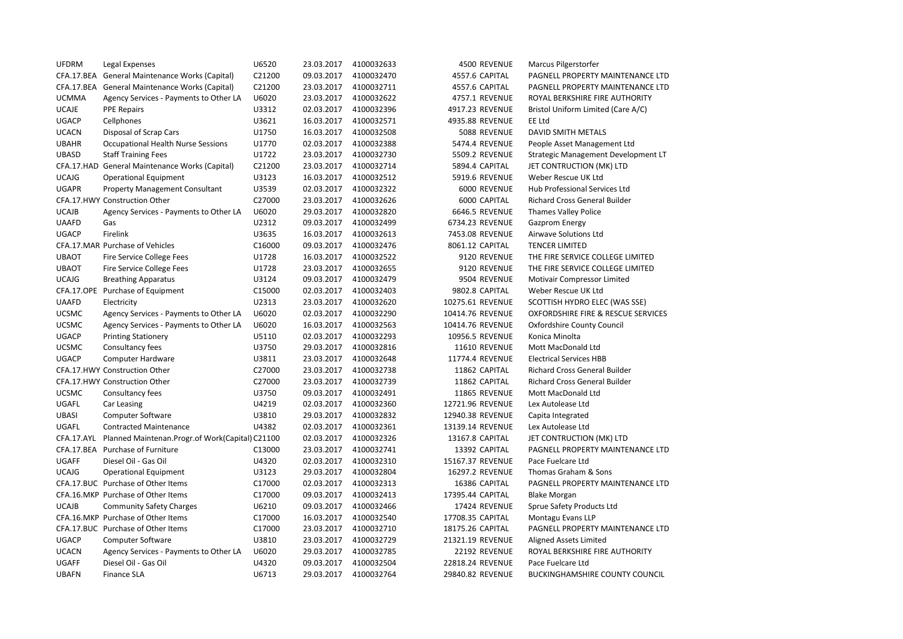| | | | | | | | |
|---|---|---|---|---|---|---|---|
| UFDRM | Legal Expenses | U6520 | 23.03.2017 | 4100032633 | 4500 | REVENUE | Marcus Pilgerstorfer |
| CFA.17.BEA | General Maintenance Works (Capital) | C21200 | 09.03.2017 | 4100032470 | 4557.6 | CAPITAL | PAGNELL PROPERTY MAINTENANCE LTD |
| CFA.17.BEA | General Maintenance Works (Capital) | C21200 | 23.03.2017 | 4100032711 | 4557.6 | CAPITAL | PAGNELL PROPERTY MAINTENANCE LTD |
| UCMMA | Agency Services - Payments to Other LA | U6020 | 23.03.2017 | 4100032622 | 4757.1 | REVENUE | ROYAL BERKSHIRE FIRE AUTHORITY |
| UCAJE | PPE Repairs | U3312 | 02.03.2017 | 4100032396 | 4917.23 | REVENUE | Bristol Uniform Limited (Care A/C) |
| UGACP | Cellphones | U3621 | 16.03.2017 | 4100032571 | 4935.88 | REVENUE | EE Ltd |
| UCACN | Disposal of Scrap Cars | U1750 | 16.03.2017 | 4100032508 | 5088 | REVENUE | DAVID SMITH METALS |
| UBAHR | Occupational Health Nurse Sessions | U1770 | 02.03.2017 | 4100032388 | 5474.4 | REVENUE | People Asset Management Ltd |
| UBASD | Staff Training Fees | U1722 | 23.03.2017 | 4100032730 | 5509.2 | REVENUE | Strategic Management Development LT |
| CFA.17.HAD | General Maintenance Works (Capital) | C21200 | 23.03.2017 | 4100032714 | 5894.4 | CAPITAL | JET CONTRUCTION (MK) LTD |
| UCAJG | Operational Equipment | U3123 | 16.03.2017 | 4100032512 | 5919.6 | REVENUE | Weber Rescue UK Ltd |
| UGAPR | Property Management Consultant | U3539 | 02.03.2017 | 4100032322 | 6000 | REVENUE | Hub Professional Services Ltd |
| CFA.17.HWY | Construction Other | C27000 | 23.03.2017 | 4100032626 | 6000 | CAPITAL | Richard Cross General Builder |
| UCAJB | Agency Services - Payments to Other LA | U6020 | 29.03.2017 | 4100032820 | 6646.5 | REVENUE | Thames Valley Police |
| UAAFD | Gas | U2312 | 09.03.2017 | 4100032499 | 6734.23 | REVENUE | Gazprom Energy |
| UGACP | Firelink | U3635 | 16.03.2017 | 4100032613 | 7453.08 | REVENUE | Airwave Solutions Ltd |
| CFA.17.MAR | Purchase of Vehicles | C16000 | 09.03.2017 | 4100032476 | 8061.12 | CAPITAL | TENCER LIMITED |
| UBAOT | Fire Service College Fees | U1728 | 16.03.2017 | 4100032522 | 9120 | REVENUE | THE FIRE SERVICE COLLEGE LIMITED |
| UBAOT | Fire Service College Fees | U1728 | 23.03.2017 | 4100032655 | 9120 | REVENUE | THE FIRE SERVICE COLLEGE LIMITED |
| UCAJG | Breathing Apparatus | U3124 | 09.03.2017 | 4100032479 | 9504 | REVENUE | Motivair Compressor Limited |
| CFA.17.OPE | Purchase of Equipment | C15000 | 02.03.2017 | 4100032403 | 9802.8 | CAPITAL | Weber Rescue UK Ltd |
| UAAFD | Electricity | U2313 | 23.03.2017 | 4100032620 | 10275.61 | REVENUE | SCOTTISH HYDRO ELEC (WAS SSE) |
| UCSMC | Agency Services - Payments to Other LA | U6020 | 02.03.2017 | 4100032290 | 10414.76 | REVENUE | OXFORDSHIRE FIRE & RESCUE SERVICES |
| UCSMC | Agency Services - Payments to Other LA | U6020 | 16.03.2017 | 4100032563 | 10414.76 | REVENUE | Oxfordshire County Council |
| UGACP | Printing Stationery | U5110 | 02.03.2017 | 4100032293 | 10956.5 | REVENUE | Konica Minolta |
| UCSMC | Consultancy fees | U3750 | 29.03.2017 | 4100032816 | 11610 | REVENUE | Mott MacDonald Ltd |
| UGACP | Computer Hardware | U3811 | 23.03.2017 | 4100032648 | 11774.4 | REVENUE | Electrical Services HBB |
| CFA.17.HWY | Construction Other | C27000 | 23.03.2017 | 4100032738 | 11862 | CAPITAL | Richard Cross General Builder |
| CFA.17.HWY | Construction Other | C27000 | 23.03.2017 | 4100032739 | 11862 | CAPITAL | Richard Cross General Builder |
| UCSMC | Consultancy fees | U3750 | 09.03.2017 | 4100032491 | 11865 | REVENUE | Mott MacDonald Ltd |
| UGAFL | Car Leasing | U4219 | 02.03.2017 | 4100032360 | 12721.96 | REVENUE | Lex Autolease Ltd |
| UBASI | Computer Software | U3810 | 29.03.2017 | 4100032832 | 12940.38 | REVENUE | Capita Integrated |
| UGAFL | Contracted Maintenance | U4382 | 02.03.2017 | 4100032361 | 13139.14 | REVENUE | Lex Autolease Ltd |
| CFA.17.AYL | Planned Maintenan.Progr.of Work(Capital) | C21100 | 02.03.2017 | 4100032326 | 13167.8 | CAPITAL | JET CONTRUCTION (MK) LTD |
| CFA.17.BEA | Purchase of Furniture | C13000 | 23.03.2017 | 4100032741 | 13392 | CAPITAL | PAGNELL PROPERTY MAINTENANCE LTD |
| UGAFF | Diesel Oil - Gas Oil | U4320 | 02.03.2017 | 4100032310 | 15167.37 | REVENUE | Pace Fuelcare Ltd |
| UCAJG | Operational Equipment | U3123 | 29.03.2017 | 4100032804 | 16297.2 | REVENUE | Thomas Graham & Sons |
| CFA.17.BUC | Purchase of Other Items | C17000 | 02.03.2017 | 4100032313 | 16386 | CAPITAL | PAGNELL PROPERTY MAINTENANCE LTD |
| CFA.16.MKP | Purchase of Other Items | C17000 | 09.03.2017 | 4100032413 | 17395.44 | CAPITAL | Blake Morgan |
| UCAJB | Community Safety Charges | U6210 | 09.03.2017 | 4100032466 | 17424 | REVENUE | Sprue Safety Products Ltd |
| CFA.16.MKP | Purchase of Other Items | C17000 | 16.03.2017 | 4100032540 | 17708.35 | CAPITAL | Montagu Evans LLP |
| CFA.17.BUC | Purchase of Other Items | C17000 | 23.03.2017 | 4100032710 | 18175.26 | CAPITAL | PAGNELL PROPERTY MAINTENANCE LTD |
| UGACP | Computer Software | U3810 | 23.03.2017 | 4100032729 | 21321.19 | REVENUE | Aligned Assets Limited |
| UCACN | Agency Services - Payments to Other LA | U6020 | 29.03.2017 | 4100032785 | 22192 | REVENUE | ROYAL BERKSHIRE FIRE AUTHORITY |
| UGAFF | Diesel Oil - Gas Oil | U4320 | 09.03.2017 | 4100032504 | 22818.24 | REVENUE | Pace Fuelcare Ltd |
| UBAFN | Finance SLA | U6713 | 29.03.2017 | 4100032764 | 29840.82 | REVENUE | BUCKINGHAMSHIRE COUNTY COUNCIL |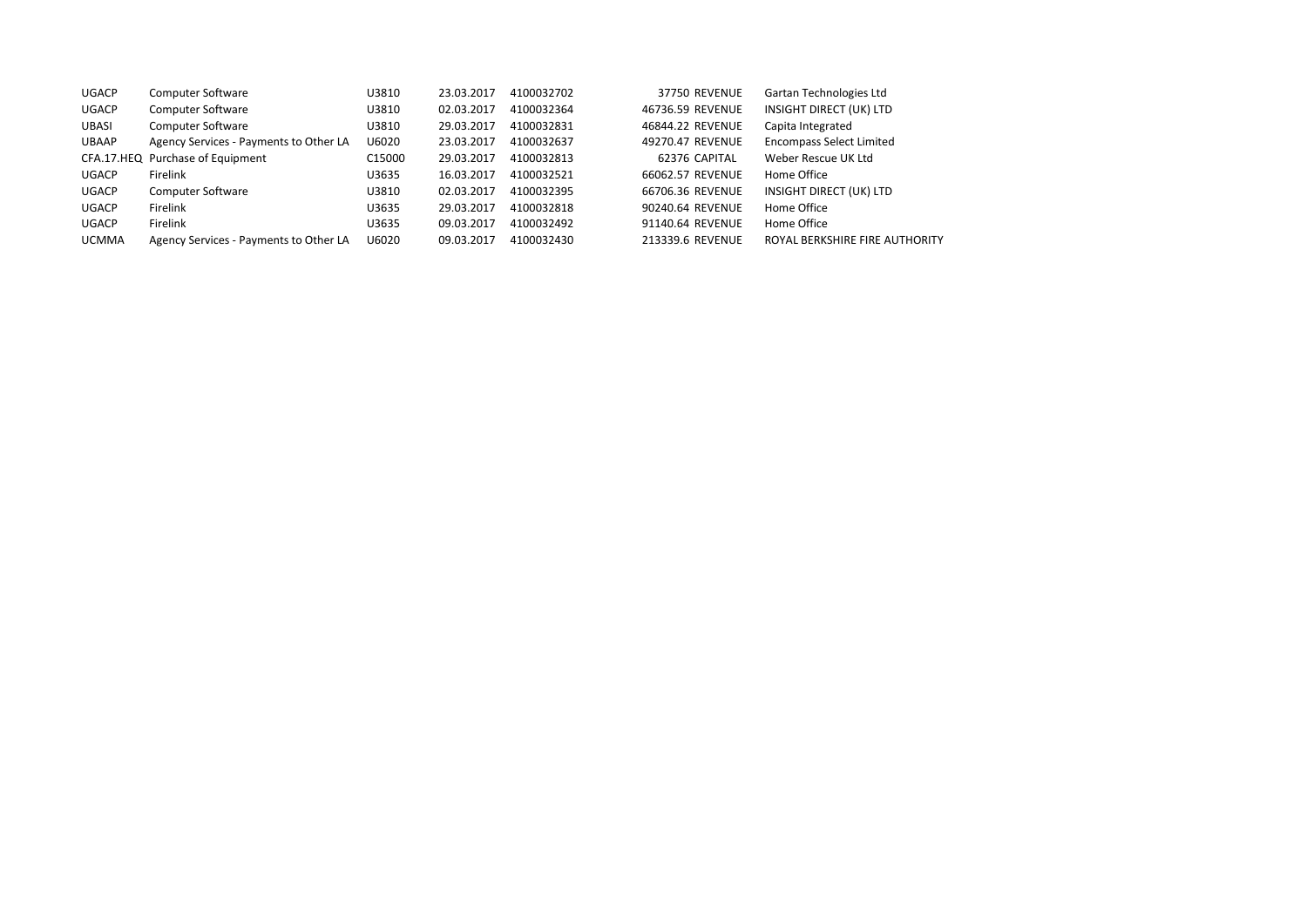| | | | | | | | |
|---|---|---|---|---|---|---|---|
| UGACP | Computer Software | U3810 | 23.03.2017 | 4100032702 | 37750 | REVENUE | Gartan Technologies Ltd |
| UGACP | Computer Software | U3810 | 02.03.2017 | 4100032364 | 46736.59 | REVENUE | INSIGHT DIRECT (UK) LTD |
| UBASI | Computer Software | U3810 | 29.03.2017 | 4100032831 | 46844.22 | REVENUE | Capita Integrated |
| UBAAP | Agency Services - Payments to Other LA | U6020 | 23.03.2017 | 4100032637 | 49270.47 | REVENUE | Encompass Select Limited |
| CFA.17.HEQ | Purchase of Equipment | C15000 | 29.03.2017 | 4100032813 | 62376 | CAPITAL | Weber Rescue UK Ltd |
| UGACP | Firelink | U3635 | 16.03.2017 | 4100032521 | 66062.57 | REVENUE | Home Office |
| UGACP | Computer Software | U3810 | 02.03.2017 | 4100032395 | 66706.36 | REVENUE | INSIGHT DIRECT (UK) LTD |
| UGACP | Firelink | U3635 | 29.03.2017 | 4100032818 | 90240.64 | REVENUE | Home Office |
| UGACP | Firelink | U3635 | 09.03.2017 | 4100032492 | 91140.64 | REVENUE | Home Office |
| UCMMA | Agency Services - Payments to Other LA | U6020 | 09.03.2017 | 4100032430 | 213339.6 | REVENUE | ROYAL BERKSHIRE FIRE AUTHORITY |